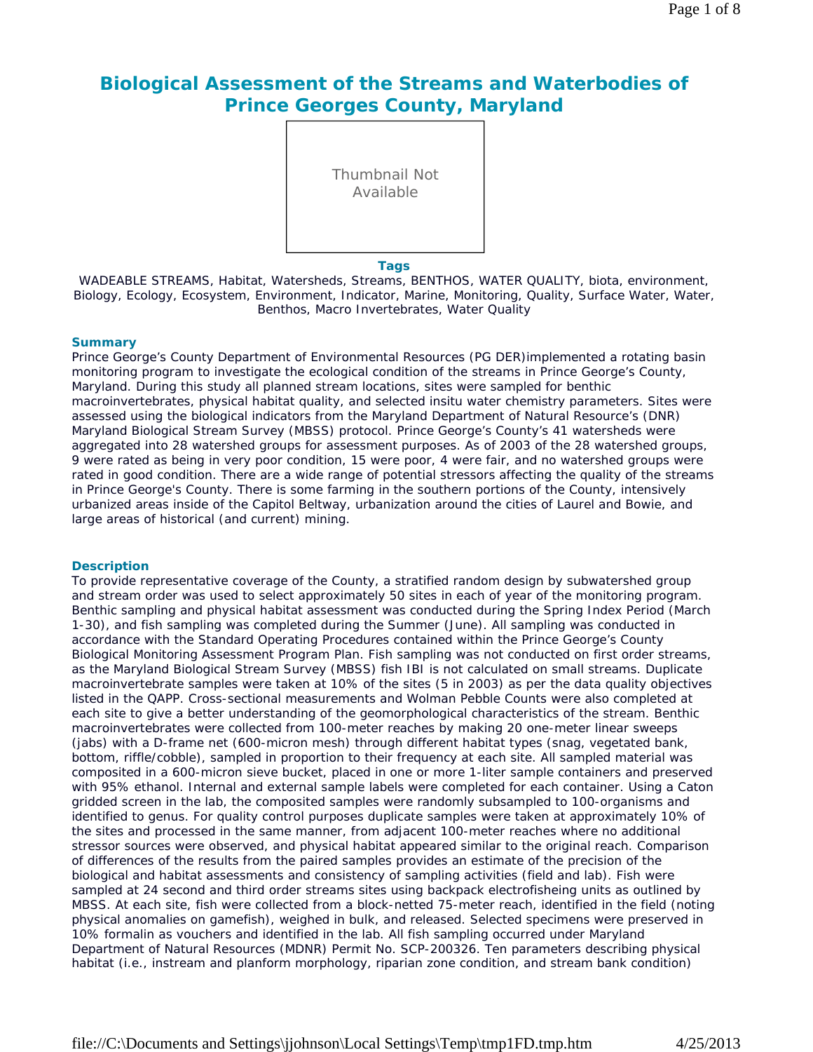# Biological Assessment of the Streams and Waterbodies of Prince Georges County, Maryland

Thumbnail Not Available

### Tags

WADEABLE STREAMS, Habitat, Watersheds, Streams, BENTHOS, WATER QUALITY, biota, environment, Biology, Ecology, Ecosystem, Environment, Indicator, Marine, Monitoring, Quality, Surface Water, Water, Benthos, Macro Invertebrates, Water Quality

### Summary

Prince George's County Department of Environmental Resources (PG DER)implemented a rotating basin monitoring program to investigate the ecological condition of the streams in Prince George's County, Maryland. During this study all planned stream locations, sites were sampled for benthic macroinvertebrates, physical habitat quality, and selected insitu water chemistry parameters. Sites were assessed using the biological indicators from the Maryland Department of Natural Resource's (DNR) Maryland Biological Stream Survey (MBSS) protocol. Prince George's County's 41 watersheds were aggregated into 28 watershed groups for assessment purposes. As of 2003 of the 28 watershed groups, 9 were rated as being in very poor condition, 15 were poor, 4 were fair, and no watershed groups were rated in good condition. There are a wide range of potential stressors affecting the quality of the streams in Prince George's County. There is some farming in the southern portions of the County, intensively urbanized areas inside of the Capitol Beltway, urbanization around the cities of Laurel and Bowie, and large areas of historical (and current) mining.

### Description

To provide representative coverage of the County, a stratified random design by subwatershed group and stream order was used to select approximately 50 sites in each of year of the monitoring program. Benthic sampling and physical habitat assessment was conducted during the Spring Index Period (March 1-30), and fish sampling was completed during the Summer (June). All sampling was conducted in accordance with the Standard Operating Procedures contained within the Prince George's County Biological Monitoring Assessment Program Plan. Fish sampling was not conducted on first order streams, as the Maryland Biological Stream Survey (MBSS) fish IBI is not calculated on small streams. Duplicate macroinvertebrate samples were taken at 10% of the sites (5 in 2003) as per the data quality objectives listed in the QAPP. Cross-sectional measurements and Wolman Pebble Counts were also completed at each site to give a better understanding of the geomorphological characteristics of the stream. Benthic macroinvertebrates were collected from 100-meter reaches by making 20 one-meter linear sweeps (jabs) with a D-frame net (600-micron mesh) through different habitat types (snag, vegetated bank, bottom, riffle/cobble), sampled in proportion to their frequency at each site. All sampled material was composited in a 600-micron sieve bucket, placed in one or more 1-liter sample containers and preserved with 95% ethanol. Internal and external sample labels were completed for each container. Using a Caton gridded screen in the lab, the composited samples were randomly subsampled to 100-organisms and identified to genus. For quality control purposes duplicate samples were taken at approximately 10% of the sites and processed in the same manner, from adjacent 100-meter reaches where no additional stressor sources were observed, and physical habitat appeared similar to the original reach. Comparison of differences of the results from the paired samples provides an estimate of the precision of the biological and habitat assessments and consistency of sampling activities (field and lab). Fish were sampled at 24 second and third order streams sites using backpack electrofisheing units as outlined by MBSS. At each site, fish were collected from a block-netted 75-meter reach, identified in the field (noting physical anomalies on gamefish), weighed in bulk, and released. Selected specimens were preserved in 10% formalin as vouchers and identified in the lab. All fish sampling occurred under Maryland Department of Natural Resources (MDNR) Permit No. SCP-200326. Ten parameters describing physical habitat (i.e., instream and planform morphology, riparian zone condition, and stream bank condition)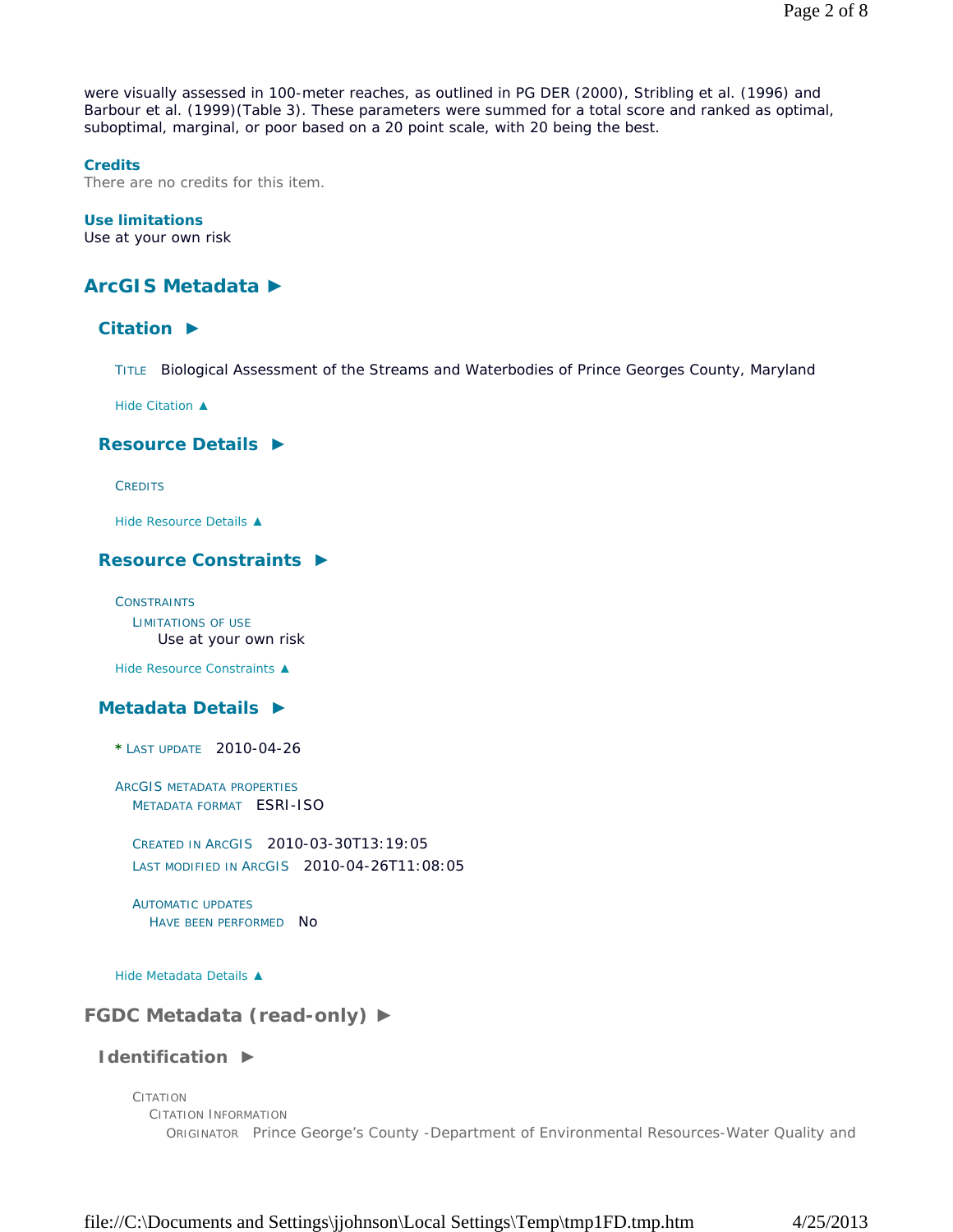were visually assessed in 100-meter reaches, as outlined in PG DER (2000), Stribling et al. (1996) and Barbour et al. (1999)(Table 3). These parameters were summed for a total score and ranked as optimal, suboptimal, marginal, or poor based on a 20 point scale, with 20 being the best.

**Credits**
There are no credits for this item.

**Use limitations**
Use at your own risk

## ArcGIS Metadata ►

### Citation ►

TITLE Biological Assessment of the Streams and Waterbodies of Prince Georges County, Maryland

Hide Citation ▲

### Resource Details ►

CREDITS

Hide Resource Details ▲

### Resource Constraints ►

CONSTRAINTS
LIMITATIONS OF USE
Use at your own risk

Hide Resource Constraints ▲

### Metadata Details ►

* LAST UPDATE 2010-04-26

ARCGIS METADATA PROPERTIES
METADATA FORMAT ESRI-ISO

CREATED IN ARCGIS 2010-03-30T13:19:05
LAST MODIFIED IN ARCGIS 2010-04-26T11:08:05

AUTOMATIC UPDATES
HAVE BEEN PERFORMED No

Hide Metadata Details ▲

## FGDC Metadata (read-only) ►

### Identification ►

CITATION
CITATION INFORMATION
ORIGINATOR Prince George's County -Department of Environmental Resources-Water Quality and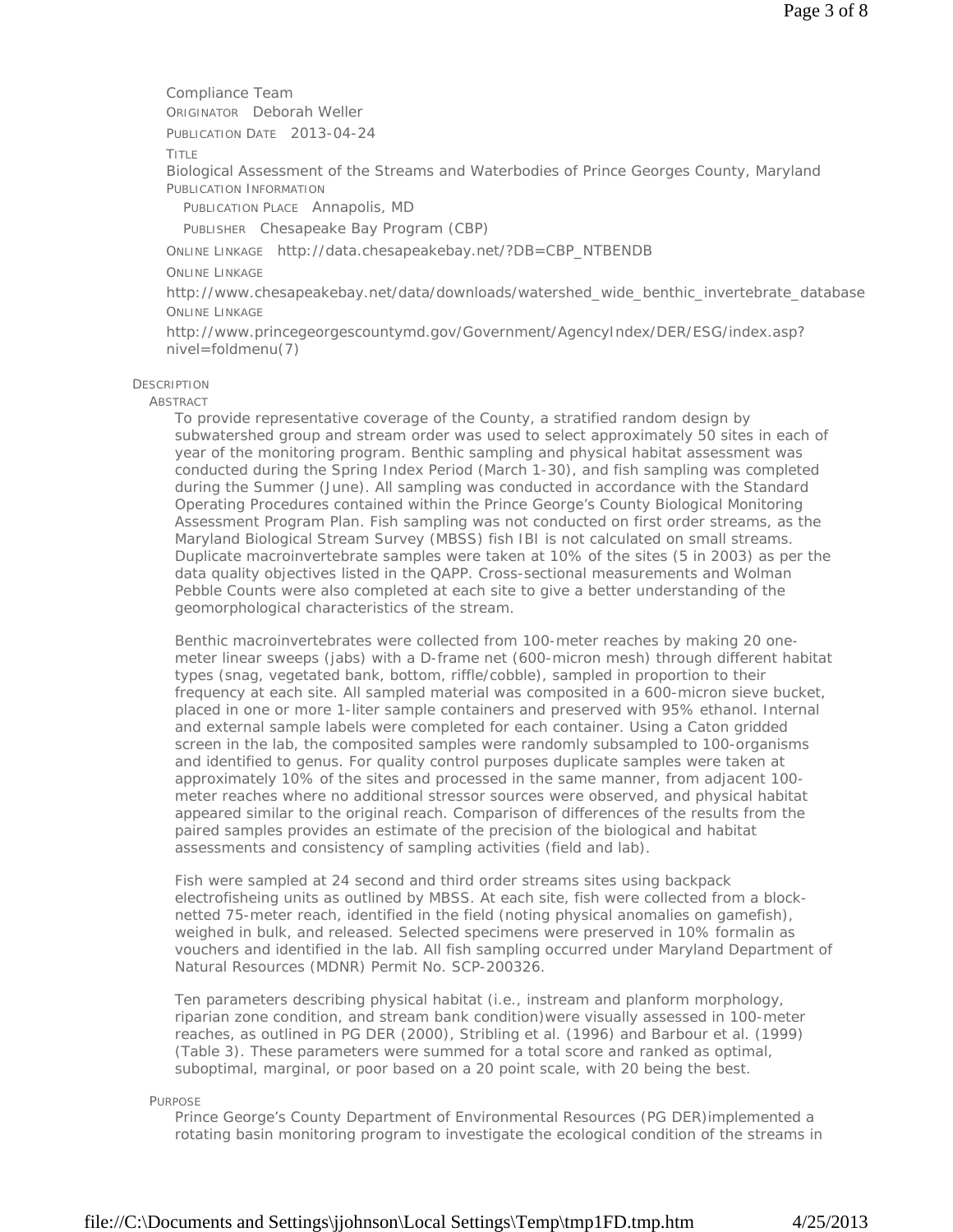Compliance Team

ORIGINATOR Deborah Weller

PUBLICATION DATE 2013-04-24

TITLE

Biological Assessment of the Streams and Waterbodies of Prince Georges County, Maryland

PUBLICATION INFORMATION

PUBLICATION PLACE Annapolis, MD

PUBLISHER Chesapeake Bay Program (CBP)

ONLINE LINKAGE http://data.chesapeakebay.net/?DB=CBP_NTBENDB

ONLINE LINKAGE

http://www.chesapeakebay.net/data/downloads/watershed_wide_benthic_invertebrate_database

ONLINE LINKAGE

http://www.princegeorgescountymd.gov/Government/AgencyIndex/DER/ESG/index.asp?nivel=foldmenu(7)

DESCRIPTION

ABSTRACT

To provide representative coverage of the County, a stratified random design by subwatershed group and stream order was used to select approximately 50 sites in each of year of the monitoring program. Benthic sampling and physical habitat assessment was conducted during the Spring Index Period (March 1-30), and fish sampling was completed during the Summer (June). All sampling was conducted in accordance with the Standard Operating Procedures contained within the Prince George's County Biological Monitoring Assessment Program Plan. Fish sampling was not conducted on first order streams, as the Maryland Biological Stream Survey (MBSS) fish IBI is not calculated on small streams. Duplicate macroinvertebrate samples were taken at 10% of the sites (5 in 2003) as per the data quality objectives listed in the QAPP. Cross-sectional measurements and Wolman Pebble Counts were also completed at each site to give a better understanding of the geomorphological characteristics of the stream.

Benthic macroinvertebrates were collected from 100-meter reaches by making 20 one-meter linear sweeps (jabs) with a D-frame net (600-micron mesh) through different habitat types (snag, vegetated bank, bottom, riffle/cobble), sampled in proportion to their frequency at each site. All sampled material was composited in a 600-micron sieve bucket, placed in one or more 1-liter sample containers and preserved with 95% ethanol. Internal and external sample labels were completed for each container. Using a Caton gridded screen in the lab, the composited samples were randomly subsampled to 100-organisms and identified to genus. For quality control purposes duplicate samples were taken at approximately 10% of the sites and processed in the same manner, from adjacent 100-meter reaches where no additional stressor sources were observed, and physical habitat appeared similar to the original reach. Comparison of differences of the results from the paired samples provides an estimate of the precision of the biological and habitat assessments and consistency of sampling activities (field and lab).

Fish were sampled at 24 second and third order streams sites using backpack electrofisheing units as outlined by MBSS. At each site, fish were collected from a block-netted 75-meter reach, identified in the field (noting physical anomalies on gamefish), weighed in bulk, and released. Selected specimens were preserved in 10% formalin as vouchers and identified in the lab. All fish sampling occurred under Maryland Department of Natural Resources (MDNR) Permit No. SCP-200326.

Ten parameters describing physical habitat (i.e., instream and planform morphology, riparian zone condition, and stream bank condition)were visually assessed in 100-meter reaches, as outlined in PG DER (2000), Stribling et al. (1996) and Barbour et al. (1999) (Table 3). These parameters were summed for a total score and ranked as optimal, suboptimal, marginal, or poor based on a 20 point scale, with 20 being the best.

PURPOSE

Prince George's County Department of Environmental Resources (PG DER)implemented a rotating basin monitoring program to investigate the ecological condition of the streams in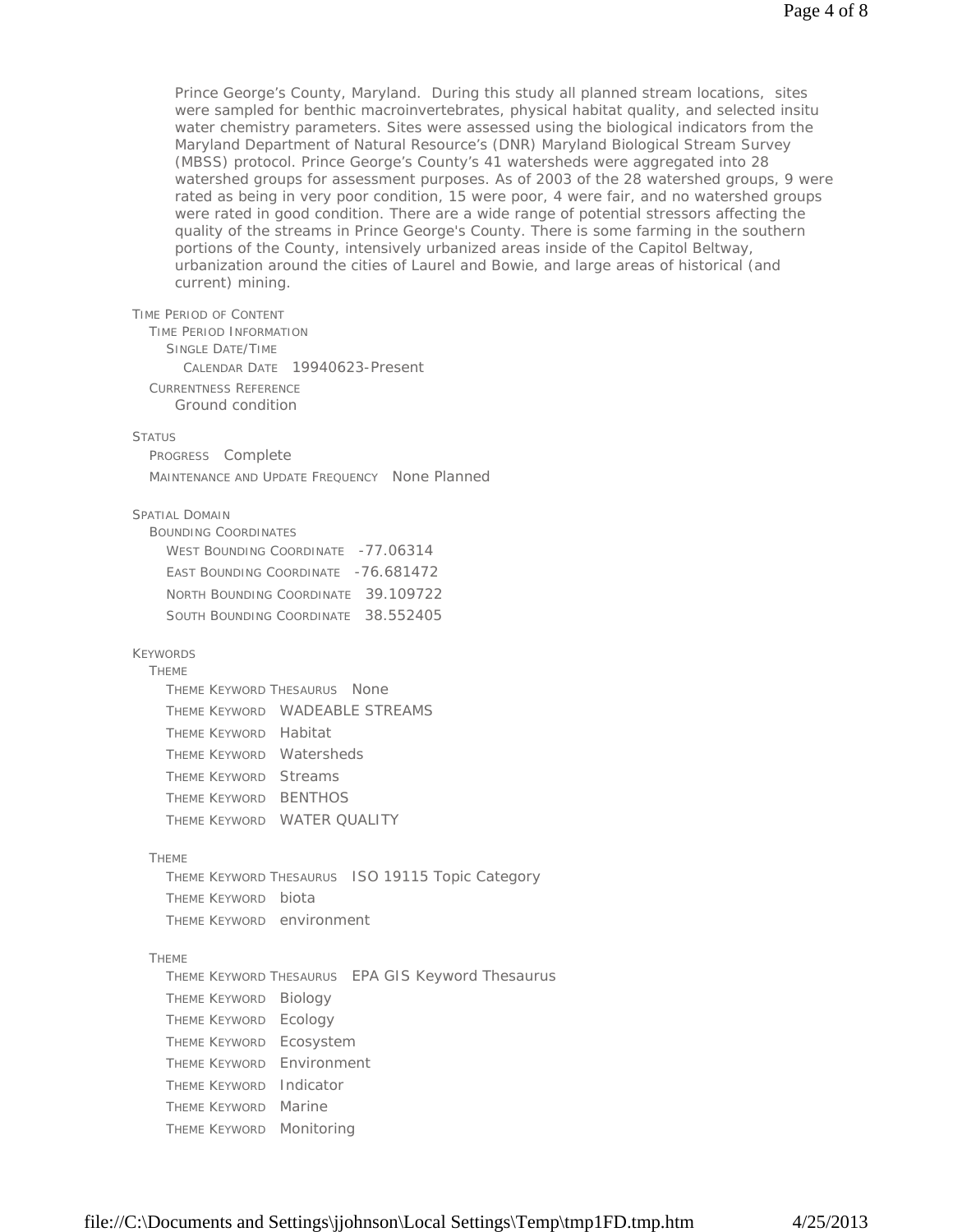Prince George's County, Maryland. During this study all planned stream locations, sites were sampled for benthic macroinvertebrates, physical habitat quality, and selected insitu water chemistry parameters. Sites were assessed using the biological indicators from the Maryland Department of Natural Resource's (DNR) Maryland Biological Stream Survey (MBSS) protocol. Prince George's County's 41 watersheds were aggregated into 28 watershed groups for assessment purposes. As of 2003 of the 28 watershed groups, 9 were rated as being in very poor condition, 15 were poor, 4 were fair, and no watershed groups were rated in good condition. There are a wide range of potential stressors affecting the quality of the streams in Prince George's County. There is some farming in the southern portions of the County, intensively urbanized areas inside of the Capitol Beltway, urbanization around the cities of Laurel and Bowie, and large areas of historical (and current) mining.

TIME PERIOD OF CONTENT
- TIME PERIOD INFORMATION
  - SINGLE DATE/TIME
    - CALENDAR DATE 19940623-Present
- CURRENTNESS REFERENCE
  - Ground condition

STATUS
- PROGRESS Complete
- MAINTENANCE AND UPDATE FREQUENCY None Planned

SPATIAL DOMAIN
- BOUNDING COORDINATES
  - WEST BOUNDING COORDINATE -77.06314
  - EAST BOUNDING COORDINATE -76.681472
  - NORTH BOUNDING COORDINATE 39.109722
  - SOUTH BOUNDING COORDINATE 38.552405

KEYWORDS
- THEME
  - THEME KEYWORD THESAURUS None
  - THEME KEYWORD WADEABLE STREAMS
  - THEME KEYWORD Habitat
  - THEME KEYWORD Watersheds
  - THEME KEYWORD Streams
  - THEME KEYWORD BENTHOS
  - THEME KEYWORD WATER QUALITY
- THEME
  - THEME KEYWORD THESAURUS ISO 19115 Topic Category
  - THEME KEYWORD biota
  - THEME KEYWORD environment
- THEME
  - THEME KEYWORD THESAURUS EPA GIS Keyword Thesaurus
  - THEME KEYWORD Biology
  - THEME KEYWORD Ecology
  - THEME KEYWORD Ecosystem
  - THEME KEYWORD Environment
  - THEME KEYWORD Indicator
  - THEME KEYWORD Marine
  - THEME KEYWORD Monitoring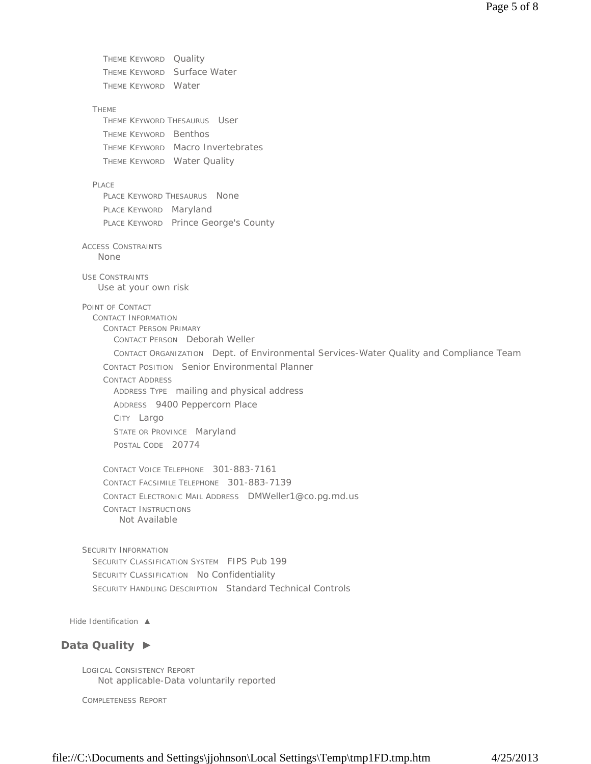THEME KEYWORD Quality
THEME KEYWORD Surface Water
THEME KEYWORD Water

THEME
THEME KEYWORD THESAURUS User
THEME KEYWORD Benthos
THEME KEYWORD Macro Invertebrates
THEME KEYWORD Water Quality

PLACE
PLACE KEYWORD THESAURUS None
PLACE KEYWORD Maryland
PLACE KEYWORD Prince George's County

ACCESS CONSTRAINTS
None

USE CONSTRAINTS
Use at your own risk

POINT OF CONTACT
CONTACT INFORMATION
CONTACT PERSON PRIMARY
CONTACT PERSON Deborah Weller
CONTACT ORGANIZATION Dept. of Environmental Services-Water Quality and Compliance Team
CONTACT POSITION Senior Environmental Planner
CONTACT ADDRESS
ADDRESS TYPE mailing and physical address
ADDRESS 9400 Peppercorn Place
CITY Largo
STATE OR PROVINCE Maryland
POSTAL CODE 20774

CONTACT VOICE TELEPHONE 301-883-7161
CONTACT FACSIMILE TELEPHONE 301-883-7139
CONTACT ELECTRONIC MAIL ADDRESS DMWeller1@co.pg.md.us
CONTACT INSTRUCTIONS
Not Available

SECURITY INFORMATION
SECURITY CLASSIFICATION SYSTEM FIPS Pub 199
SECURITY CLASSIFICATION No Confidentiality
SECURITY HANDLING DESCRIPTION Standard Technical Controls

Hide Identification ▲

## Data Quality ►

LOGICAL CONSISTENCY REPORT
Not applicable-Data voluntarily reported

COMPLETENESS REPORT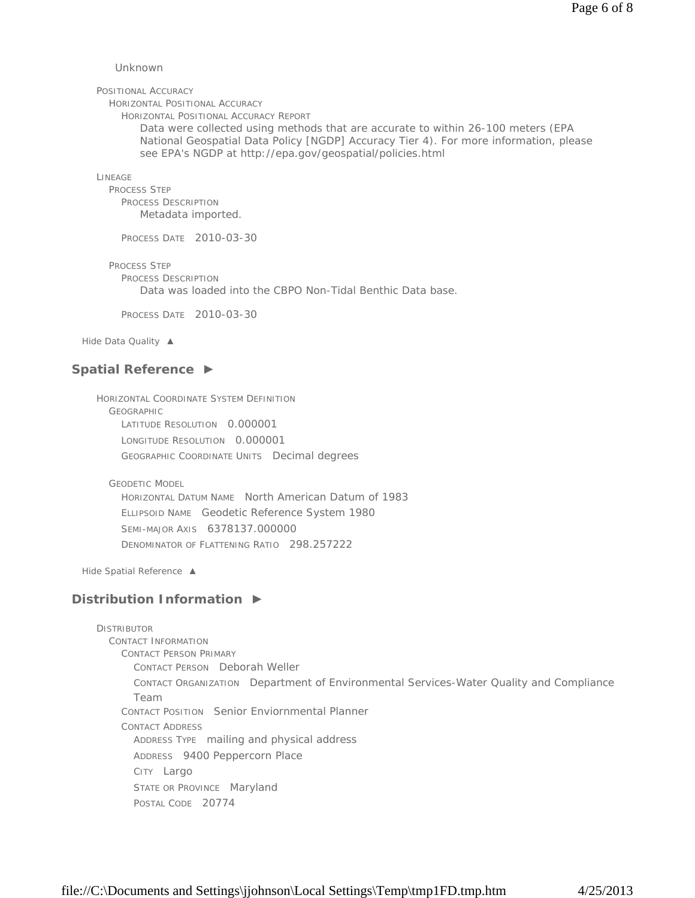Unknown

POSITIONAL ACCURACY
- HORIZONTAL POSITIONAL ACCURACY
  - HORIZONTAL POSITIONAL ACCURACY REPORT
    Data were collected using methods that are accurate to within 26-100 meters (EPA National Geospatial Data Policy [NGDP] Accuracy Tier 4). For more information, please see EPA's NGDP at http://epa.gov/geospatial/policies.html

LINEAGE
- PROCESS STEP
  - PROCESS DESCRIPTION
    Metadata imported.
  - PROCESS DATE 2010-03-30
- PROCESS STEP
  - PROCESS DESCRIPTION
    Data was loaded into the CBPO Non-Tidal Benthic Data base.
  - PROCESS DATE 2010-03-30

Hide Data Quality ▲

## Spatial Reference ►

HORIZONTAL COORDINATE SYSTEM DEFINITION
- GEOGRAPHIC
  - LATITUDE RESOLUTION 0.000001
  - LONGITUDE RESOLUTION 0.000001
  - GEOGRAPHIC COORDINATE UNITS Decimal degrees
- GEODETIC MODEL
  - HORIZONTAL DATUM NAME North American Datum of 1983
  - ELLIPSOID NAME Geodetic Reference System 1980
  - SEMI-MAJOR AXIS 6378137.000000
  - DENOMINATOR OF FLATTENING RATIO 298.257222

Hide Spatial Reference ▲

## Distribution Information ►

DISTRIBUTOR
- CONTACT INFORMATION
  - CONTACT PERSON PRIMARY
    - CONTACT PERSON Deborah Weller
    - CONTACT ORGANIZATION Department of Environmental Services-Water Quality and Compliance Team
  - CONTACT POSITION Senior Enviornmental Planner
  - CONTACT ADDRESS
    - ADDRESS TYPE mailing and physical address
    - ADDRESS 9400 Peppercorn Place
    - CITY Largo
    - STATE OR PROVINCE Maryland
    - POSTAL CODE 20774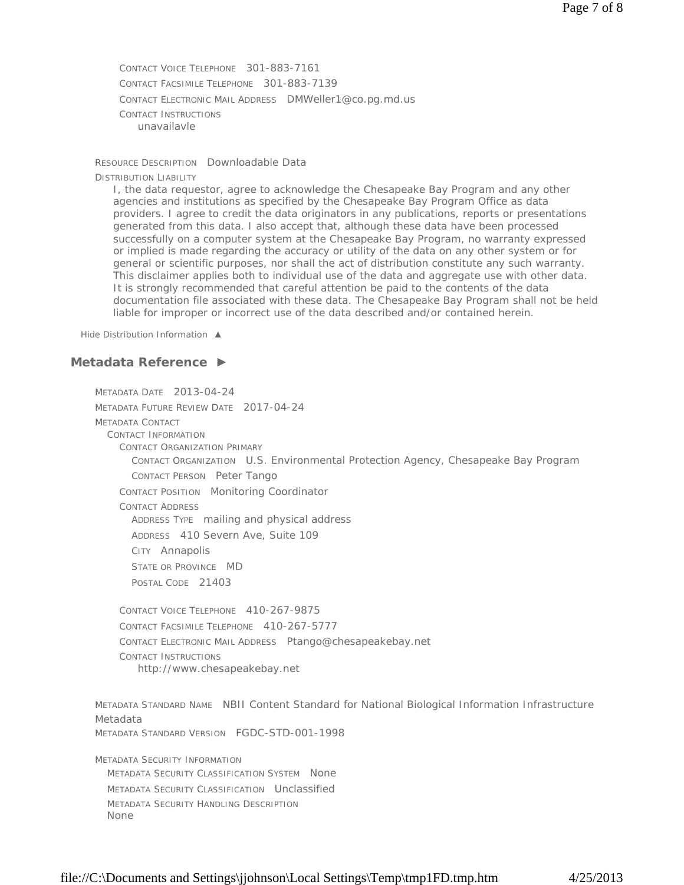CONTACT VOICE TELEPHONE 301-883-7161

CONTACT FACSIMILE TELEPHONE 301-883-7139

CONTACT ELECTRONIC MAIL ADDRESS DMWeller1@co.pg.md.us

CONTACT INSTRUCTIONS
unavailavle

RESOURCE DESCRIPTION Downloadable Data

DISTRIBUTION LIABILITY
I, the data requestor, agree to acknowledge the Chesapeake Bay Program and any other agencies and institutions as specified by the Chesapeake Bay Program Office as data providers. I agree to credit the data originators in any publications, reports or presentations generated from this data. I also accept that, although these data have been processed successfully on a computer system at the Chesapeake Bay Program, no warranty expressed or implied is made regarding the accuracy or utility of the data on any other system or for general or scientific purposes, nor shall the act of distribution constitute any such warranty. This disclaimer applies both to individual use of the data and aggregate use with other data. It is strongly recommended that careful attention be paid to the contents of the data documentation file associated with these data. The Chesapeake Bay Program shall not be held liable for improper or incorrect use of the data described and/or contained herein.

Hide Distribution Information ▲

## Metadata Reference ►

METADATA DATE 2013-04-24

METADATA FUTURE REVIEW DATE 2017-04-24

METADATA CONTACT
CONTACT INFORMATION
CONTACT ORGANIZATION PRIMARY
CONTACT ORGANIZATION U.S. Environmental Protection Agency, Chesapeake Bay Program
CONTACT PERSON Peter Tango
CONTACT POSITION Monitoring Coordinator
CONTACT ADDRESS
ADDRESS TYPE mailing and physical address
ADDRESS 410 Severn Ave, Suite 109
CITY Annapolis
STATE OR PROVINCE MD
POSTAL CODE 21403

CONTACT VOICE TELEPHONE 410-267-9875

CONTACT FACSIMILE TELEPHONE 410-267-5777

CONTACT ELECTRONIC MAIL ADDRESS Ptango@chesapeakebay.net

CONTACT INSTRUCTIONS
http://www.chesapeakebay.net

METADATA STANDARD NAME NBII Content Standard for National Biological Information Infrastructure Metadata

METADATA STANDARD VERSION FGDC-STD-001-1998

METADATA SECURITY INFORMATION
METADATA SECURITY CLASSIFICATION SYSTEM None
METADATA SECURITY CLASSIFICATION Unclassified
METADATA SECURITY HANDLING DESCRIPTION
None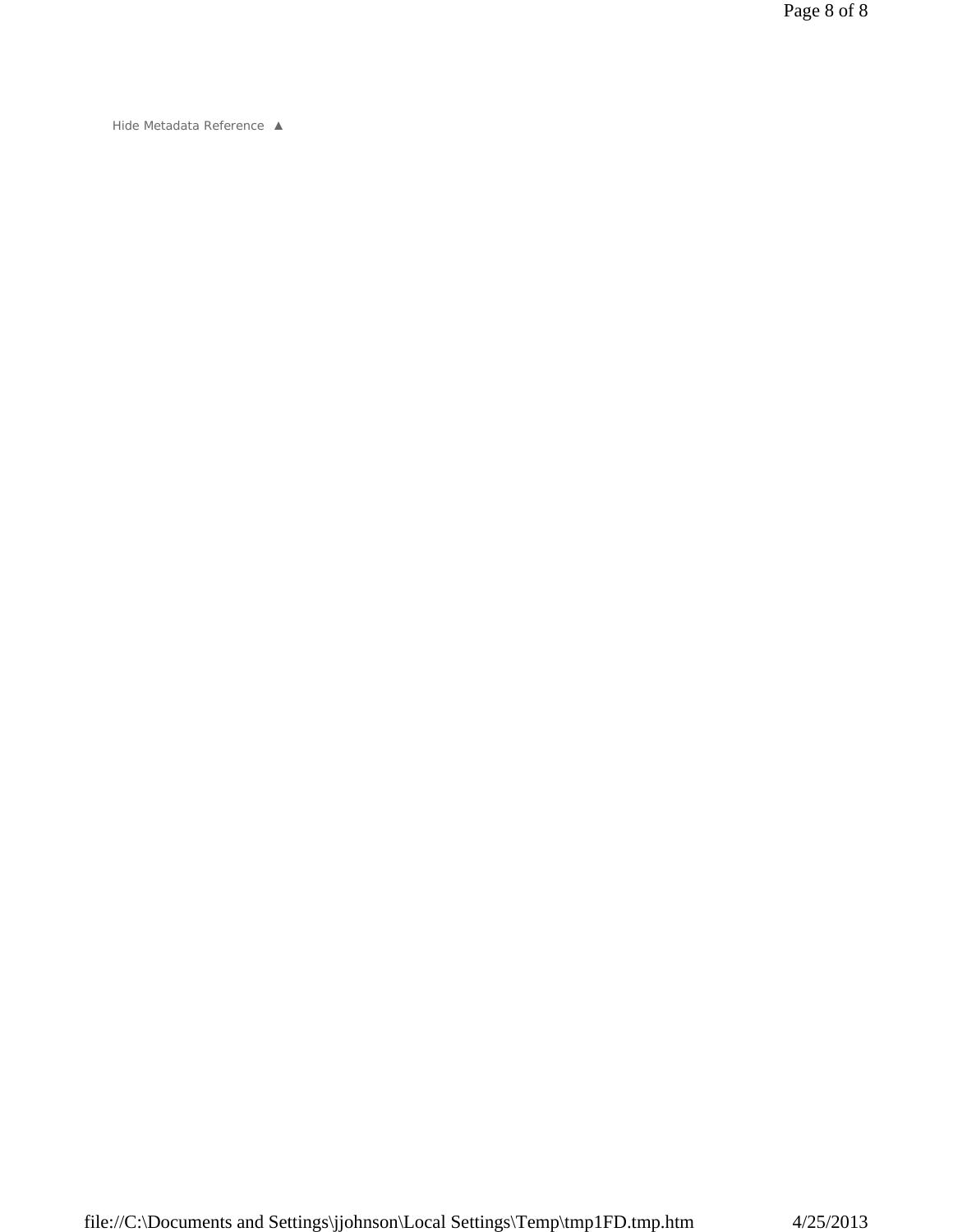Hide Metadata Reference ▲